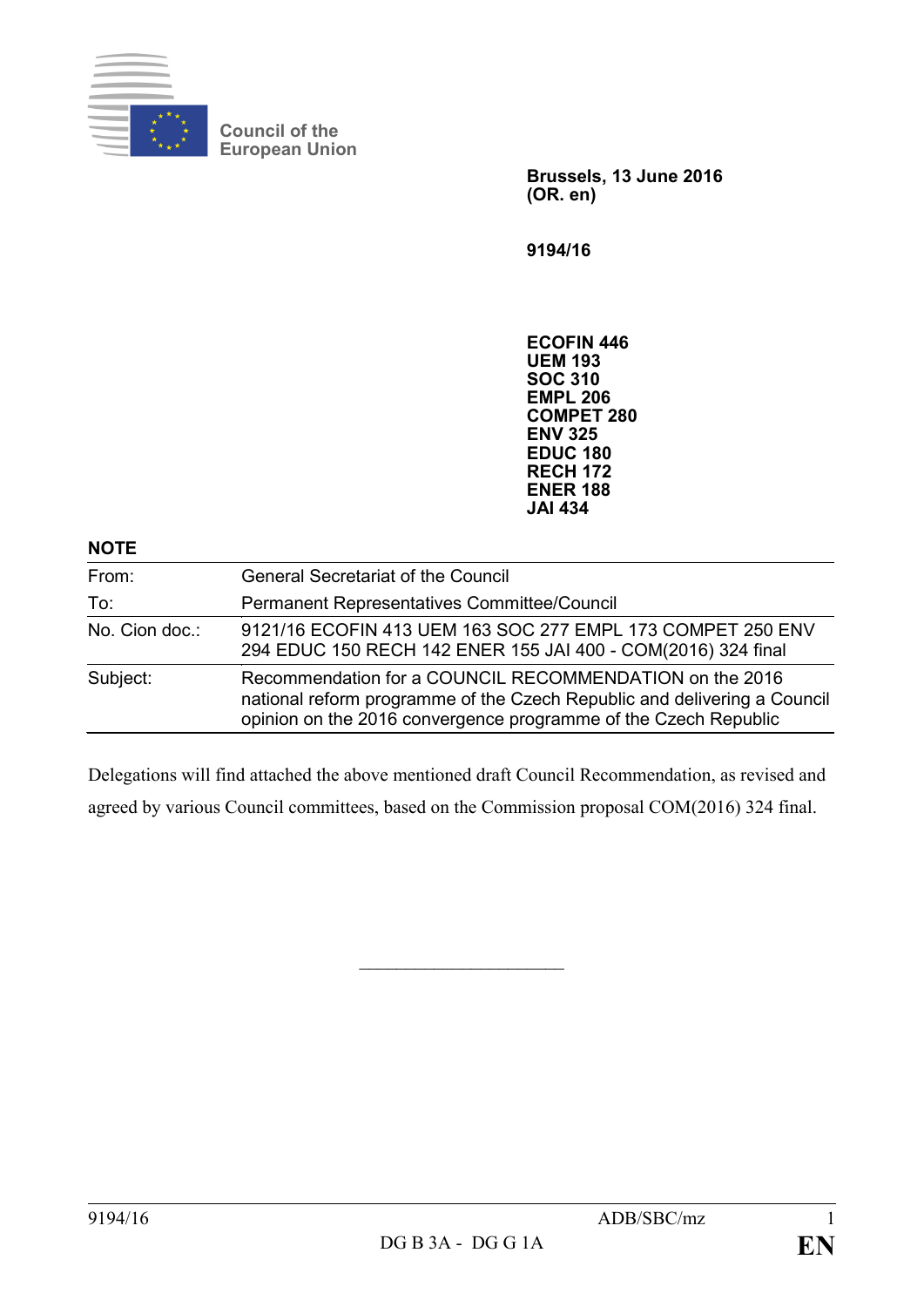Council of the European Union

**Brussels, 13 June 2016**
**(OR. en)**

**9194/16**

**ECOFIN 446**
**UEM 193**
**SOC 310**
**EMPL 206**
**COMPET 280**
**ENV 325**
**EDUC 180**
**RECH 172**
**ENER 188**
**JAI 434**

**NOTE**

| | |
|---|---|
| From: | General Secretariat of the Council |
| To: | Permanent Representatives Committee/Council |
| No. Cion doc.: | 9121/16 ECOFIN 413 UEM 163 SOC 277 EMPL 173 COMPET 250 ENV 294 EDUC 150 RECH 142 ENER 155 JAI 400 - COM(2016) 324 final |
| Subject: | Recommendation for a COUNCIL RECOMMENDATION on the 2016 national reform programme of the Czech Republic and delivering a Council opinion on the 2016 convergence programme of the Czech Republic |

Delegations will find attached the above mentioned draft Council Recommendation, as revised and agreed by various Council committees, based on the Commission proposal COM(2016) 324 final.

---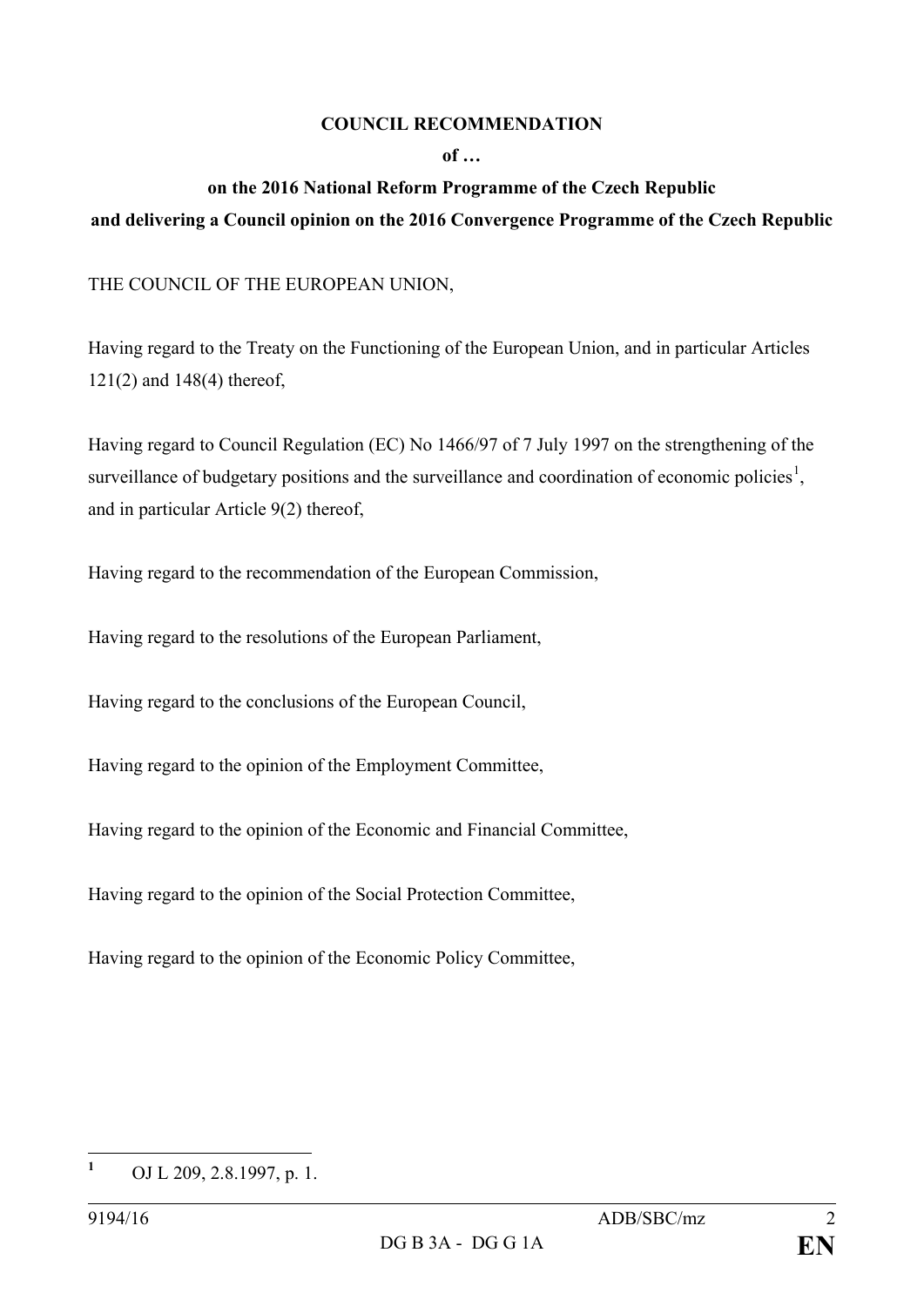**COUNCIL RECOMMENDATION**

**of …**

**on the 2016 National Reform Programme of the Czech Republic**
**and delivering a Council opinion on the 2016 Convergence Programme of the Czech Republic**

THE COUNCIL OF THE EUROPEAN UNION,

Having regard to the Treaty on the Functioning of the European Union, and in particular Articles 121(2) and 148(4) thereof,

Having regard to Council Regulation (EC) No 1466/97 of 7 July 1997 on the strengthening of the surveillance of budgetary positions and the surveillance and coordination of economic policies[1], and in particular Article 9(2) thereof,

Having regard to the recommendation of the European Commission,

Having regard to the resolutions of the European Parliament,

Having regard to the conclusions of the European Council,

Having regard to the opinion of the Employment Committee,

Having regard to the opinion of the Economic and Financial Committee,

Having regard to the opinion of the Social Protection Committee,

Having regard to the opinion of the Economic Policy Committee,

---

[1] OJ L 209, 2.8.1997, p. 1.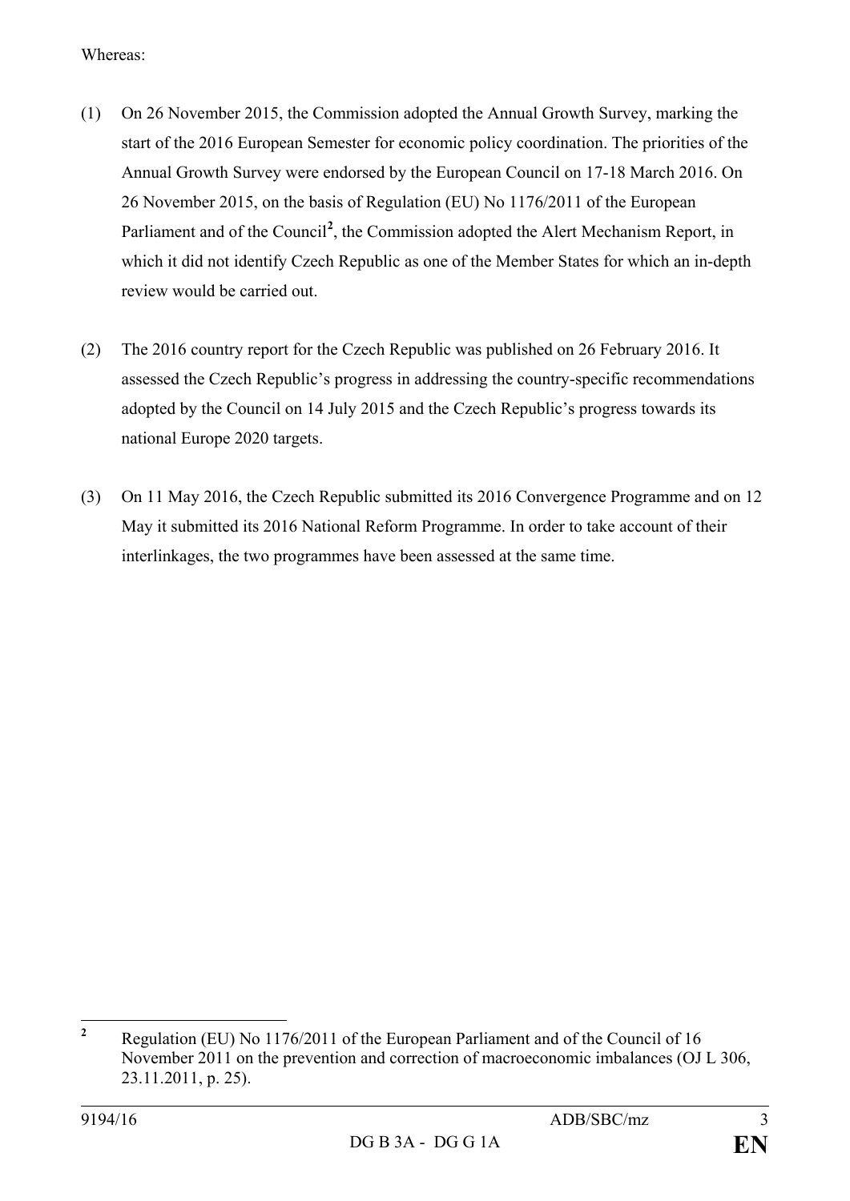Whereas:

(1) On 26 November 2015, the Commission adopted the Annual Growth Survey, marking the start of the 2016 European Semester for economic policy coordination. The priorities of the Annual Growth Survey were endorsed by the European Council on 17-18 March 2016. On 26 November 2015, on the basis of Regulation (EU) No 1176/2011 of the European Parliament and of the Council[2], the Commission adopted the Alert Mechanism Report, in which it did not identify Czech Republic as one of the Member States for which an in-depth review would be carried out.

(2) The 2016 country report for the Czech Republic was published on 26 February 2016. It assessed the Czech Republic's progress in addressing the country-specific recommendations adopted by the Council on 14 July 2015 and the Czech Republic's progress towards its national Europe 2020 targets.

(3) On 11 May 2016, the Czech Republic submitted its 2016 Convergence Programme and on 12 May it submitted its 2016 National Reform Programme. In order to take account of their interlinkages, the two programmes have been assessed at the same time.

---

[2] Regulation (EU) No 1176/2011 of the European Parliament and of the Council of 16 November 2011 on the prevention and correction of macroeconomic imbalances (OJ L 306, 23.11.2011, p. 25).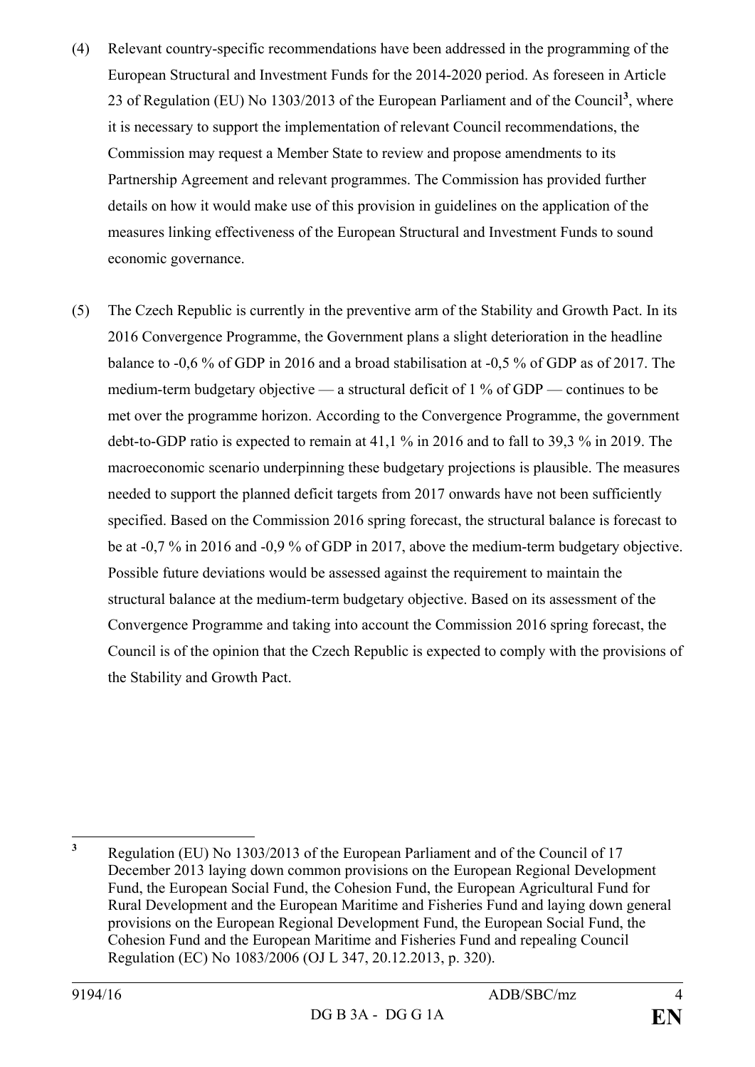(4) Relevant country-specific recommendations have been addressed in the programming of the European Structural and Investment Funds for the 2014-2020 period. As foreseen in Article 23 of Regulation (EU) No 1303/2013 of the European Parliament and of the Council[3], where it is necessary to support the implementation of relevant Council recommendations, the Commission may request a Member State to review and propose amendments to its Partnership Agreement and relevant programmes. The Commission has provided further details on how it would make use of this provision in guidelines on the application of the measures linking effectiveness of the European Structural and Investment Funds to sound economic governance.

(5) The Czech Republic is currently in the preventive arm of the Stability and Growth Pact. In its 2016 Convergence Programme, the Government plans a slight deterioration in the headline balance to -0,6 % of GDP in 2016 and a broad stabilisation at -0,5 % of GDP as of 2017. The medium-term budgetary objective — a structural deficit of 1 % of GDP — continues to be met over the programme horizon. According to the Convergence Programme, the government debt-to-GDP ratio is expected to remain at 41,1 % in 2016 and to fall to 39,3 % in 2019. The macroeconomic scenario underpinning these budgetary projections is plausible. The measures needed to support the planned deficit targets from 2017 onwards have not been sufficiently specified. Based on the Commission 2016 spring forecast, the structural balance is forecast to be at -0,7 % in 2016 and -0,9 % of GDP in 2017, above the medium-term budgetary objective. Possible future deviations would be assessed against the requirement to maintain the structural balance at the medium-term budgetary objective. Based on its assessment of the Convergence Programme and taking into account the Commission 2016 spring forecast, the Council is of the opinion that the Czech Republic is expected to comply with the provisions of the Stability and Growth Pact.

---

[3] Regulation (EU) No 1303/2013 of the European Parliament and of the Council of 17 December 2013 laying down common provisions on the European Regional Development Fund, the European Social Fund, the Cohesion Fund, the European Agricultural Fund for Rural Development and the European Maritime and Fisheries Fund and laying down general provisions on the European Regional Development Fund, the European Social Fund, the Cohesion Fund and the European Maritime and Fisheries Fund and repealing Council Regulation (EC) No 1083/2006 (OJ L 347, 20.12.2013, p. 320).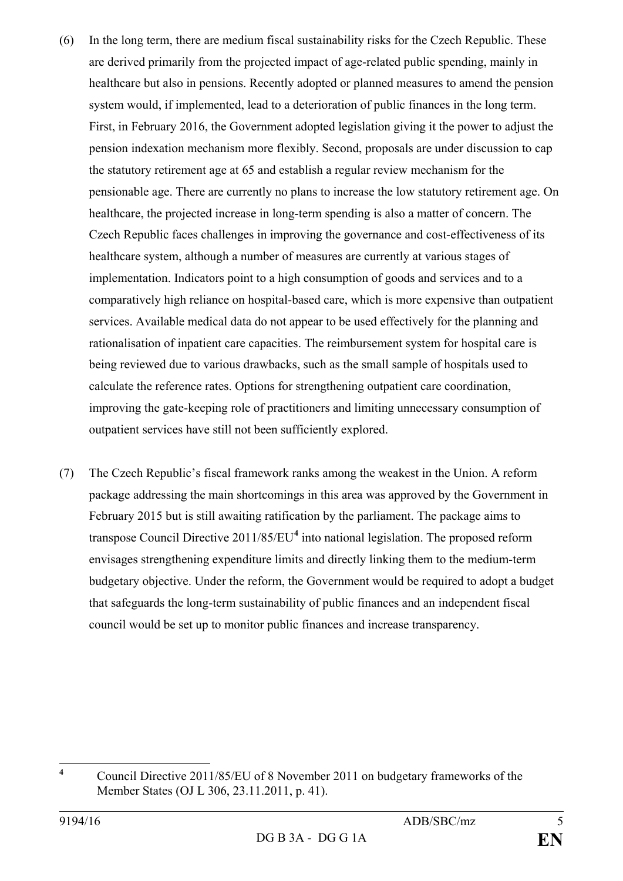(6) In the long term, there are medium fiscal sustainability risks for the Czech Republic. These are derived primarily from the projected impact of age-related public spending, mainly in healthcare but also in pensions. Recently adopted or planned measures to amend the pension system would, if implemented, lead to a deterioration of public finances in the long term. First, in February 2016, the Government adopted legislation giving it the power to adjust the pension indexation mechanism more flexibly. Second, proposals are under discussion to cap the statutory retirement age at 65 and establish a regular review mechanism for the pensionable age. There are currently no plans to increase the low statutory retirement age. On healthcare, the projected increase in long-term spending is also a matter of concern. The Czech Republic faces challenges in improving the governance and cost-effectiveness of its healthcare system, although a number of measures are currently at various stages of implementation. Indicators point to a high consumption of goods and services and to a comparatively high reliance on hospital-based care, which is more expensive than outpatient services. Available medical data do not appear to be used effectively for the planning and rationalisation of inpatient care capacities. The reimbursement system for hospital care is being reviewed due to various drawbacks, such as the small sample of hospitals used to calculate the reference rates. Options for strengthening outpatient care coordination, improving the gate-keeping role of practitioners and limiting unnecessary consumption of outpatient services have still not been sufficiently explored.

(7) The Czech Republic's fiscal framework ranks among the weakest in the Union. A reform package addressing the main shortcomings in this area was approved by the Government in February 2015 but is still awaiting ratification by the parliament. The package aims to transpose Council Directive 2011/85/EU[4] into national legislation. The proposed reform envisages strengthening expenditure limits and directly linking them to the medium-term budgetary objective. Under the reform, the Government would be required to adopt a budget that safeguards the long-term sustainability of public finances and an independent fiscal council would be set up to monitor public finances and increase transparency.

---

[4] Council Directive 2011/85/EU of 8 November 2011 on budgetary frameworks of the Member States (OJ L 306, 23.11.2011, p. 41).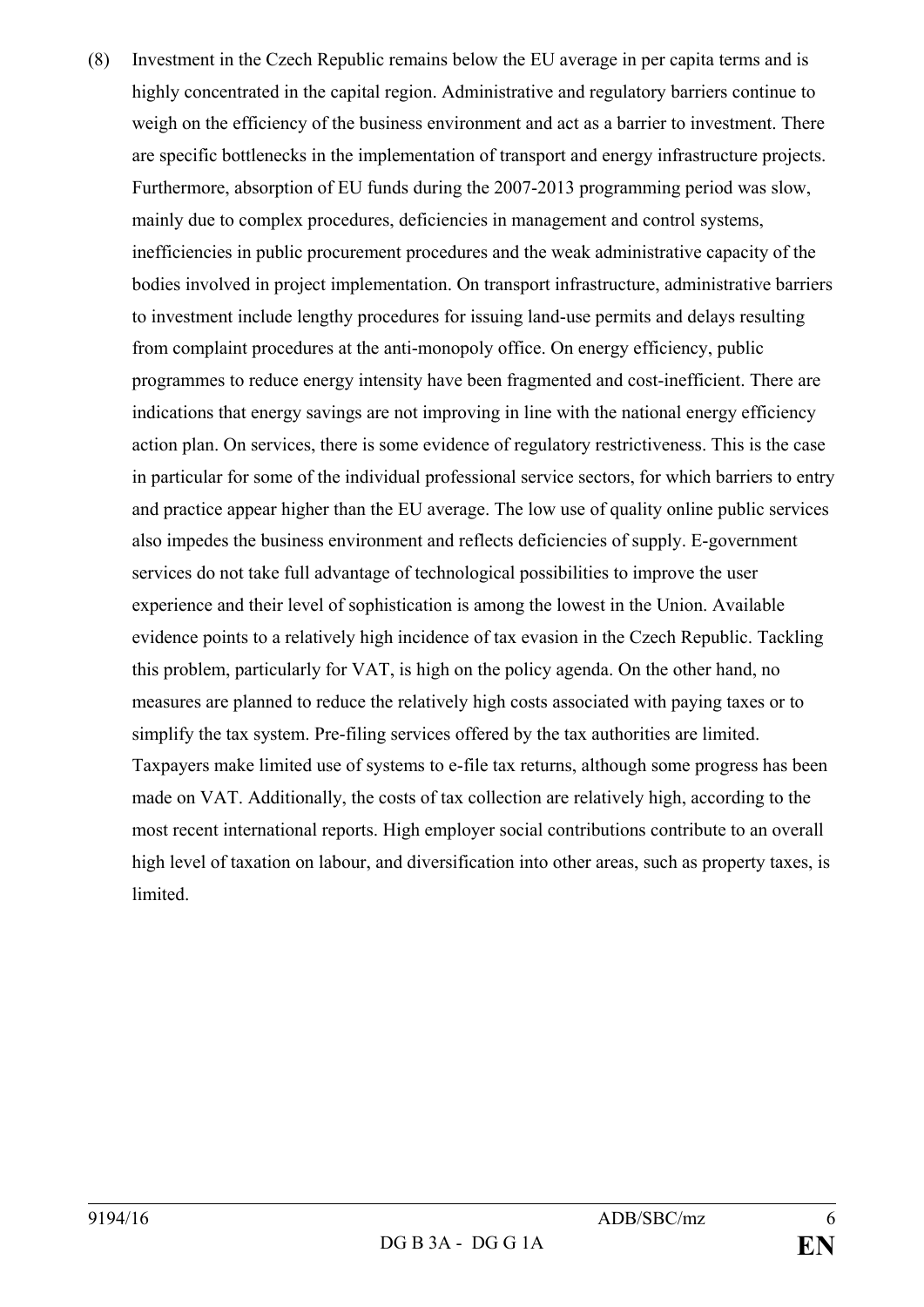(8) Investment in the Czech Republic remains below the EU average in per capita terms and is highly concentrated in the capital region. Administrative and regulatory barriers continue to weigh on the efficiency of the business environment and act as a barrier to investment. There are specific bottlenecks in the implementation of transport and energy infrastructure projects. Furthermore, absorption of EU funds during the 2007-2013 programming period was slow, mainly due to complex procedures, deficiencies in management and control systems, inefficiencies in public procurement procedures and the weak administrative capacity of the bodies involved in project implementation. On transport infrastructure, administrative barriers to investment include lengthy procedures for issuing land-use permits and delays resulting from complaint procedures at the anti-monopoly office. On energy efficiency, public programmes to reduce energy intensity have been fragmented and cost-inefficient. There are indications that energy savings are not improving in line with the national energy efficiency action plan. On services, there is some evidence of regulatory restrictiveness. This is the case in particular for some of the individual professional service sectors, for which barriers to entry and practice appear higher than the EU average. The low use of quality online public services also impedes the business environment and reflects deficiencies of supply. E-government services do not take full advantage of technological possibilities to improve the user experience and their level of sophistication is among the lowest in the Union. Available evidence points to a relatively high incidence of tax evasion in the Czech Republic. Tackling this problem, particularly for VAT, is high on the policy agenda. On the other hand, no measures are planned to reduce the relatively high costs associated with paying taxes or to simplify the tax system. Pre-filing services offered by the tax authorities are limited. Taxpayers make limited use of systems to e-file tax returns, although some progress has been made on VAT. Additionally, the costs of tax collection are relatively high, according to the most recent international reports. High employer social contributions contribute to an overall high level of taxation on labour, and diversification into other areas, such as property taxes, is limited.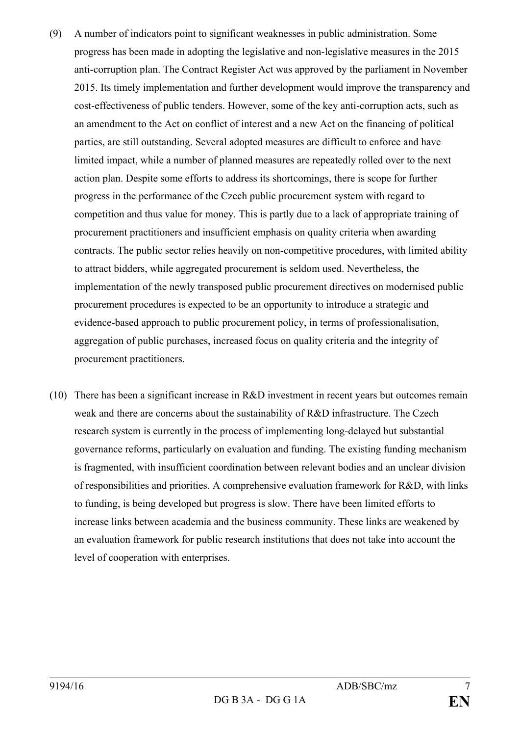(9) A number of indicators point to significant weaknesses in public administration. Some progress has been made in adopting the legislative and non-legislative measures in the 2015 anti-corruption plan. The Contract Register Act was approved by the parliament in November 2015. Its timely implementation and further development would improve the transparency and cost-effectiveness of public tenders. However, some of the key anti-corruption acts, such as an amendment to the Act on conflict of interest and a new Act on the financing of political parties, are still outstanding. Several adopted measures are difficult to enforce and have limited impact, while a number of planned measures are repeatedly rolled over to the next action plan. Despite some efforts to address its shortcomings, there is scope for further progress in the performance of the Czech public procurement system with regard to competition and thus value for money. This is partly due to a lack of appropriate training of procurement practitioners and insufficient emphasis on quality criteria when awarding contracts. The public sector relies heavily on non-competitive procedures, with limited ability to attract bidders, while aggregated procurement is seldom used. Nevertheless, the implementation of the newly transposed public procurement directives on modernised public procurement procedures is expected to be an opportunity to introduce a strategic and evidence-based approach to public procurement policy, in terms of professionalisation, aggregation of public purchases, increased focus on quality criteria and the integrity of procurement practitioners.

(10) There has been a significant increase in R&D investment in recent years but outcomes remain weak and there are concerns about the sustainability of R&D infrastructure. The Czech research system is currently in the process of implementing long-delayed but substantial governance reforms, particularly on evaluation and funding. The existing funding mechanism is fragmented, with insufficient coordination between relevant bodies and an unclear division of responsibilities and priorities. A comprehensive evaluation framework for R&D, with links to funding, is being developed but progress is slow. There have been limited efforts to increase links between academia and the business community. These links are weakened by an evaluation framework for public research institutions that does not take into account the level of cooperation with enterprises.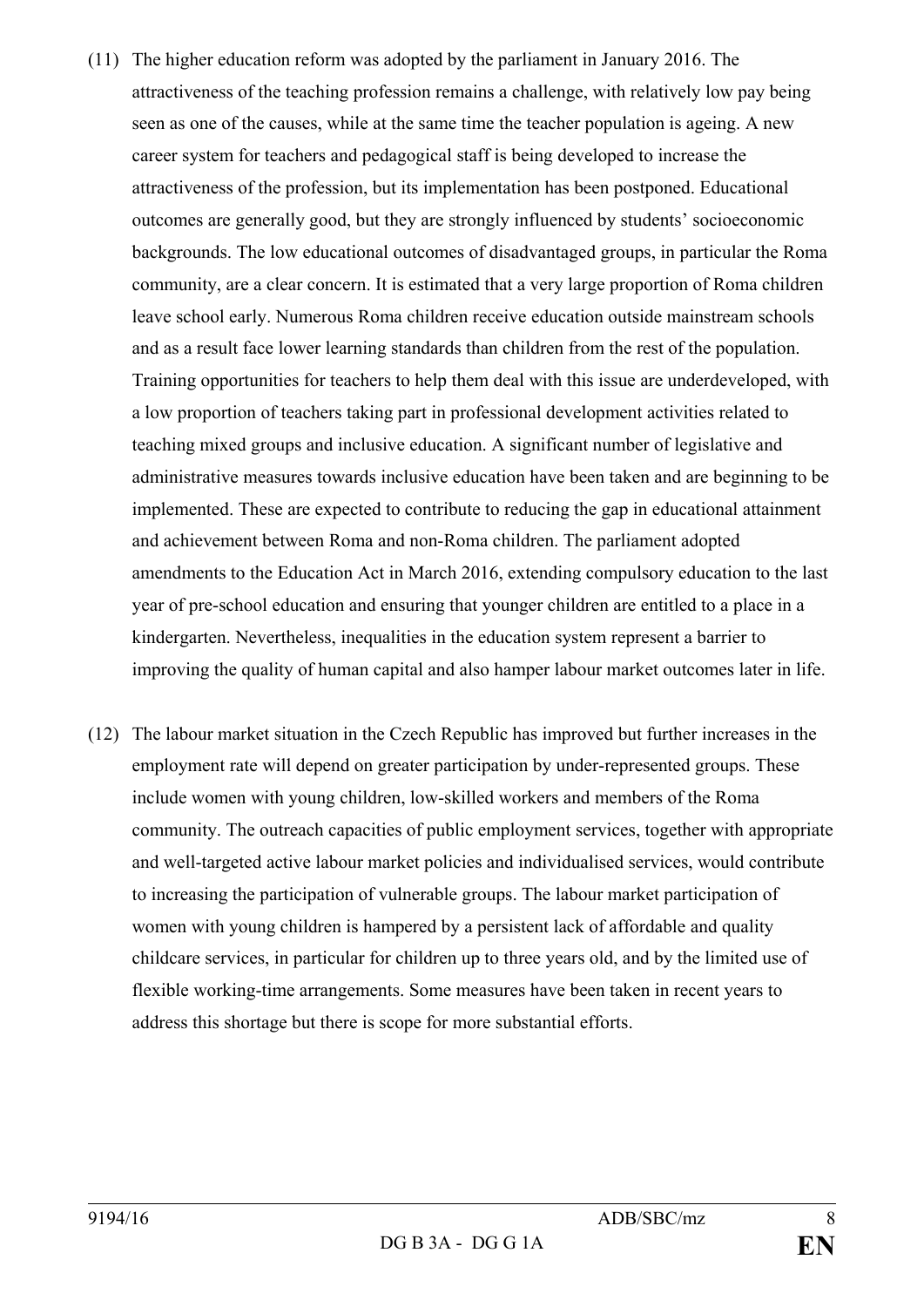(11) The higher education reform was adopted by the parliament in January 2016. The attractiveness of the teaching profession remains a challenge, with relatively low pay being seen as one of the causes, while at the same time the teacher population is ageing. A new career system for teachers and pedagogical staff is being developed to increase the attractiveness of the profession, but its implementation has been postponed. Educational outcomes are generally good, but they are strongly influenced by students' socioeconomic backgrounds. The low educational outcomes of disadvantaged groups, in particular the Roma community, are a clear concern. It is estimated that a very large proportion of Roma children leave school early. Numerous Roma children receive education outside mainstream schools and as a result face lower learning standards than children from the rest of the population. Training opportunities for teachers to help them deal with this issue are underdeveloped, with a low proportion of teachers taking part in professional development activities related to teaching mixed groups and inclusive education. A significant number of legislative and administrative measures towards inclusive education have been taken and are beginning to be implemented. These are expected to contribute to reducing the gap in educational attainment and achievement between Roma and non-Roma children. The parliament adopted amendments to the Education Act in March 2016, extending compulsory education to the last year of pre-school education and ensuring that younger children are entitled to a place in a kindergarten. Nevertheless, inequalities in the education system represent a barrier to improving the quality of human capital and also hamper labour market outcomes later in life.

(12) The labour market situation in the Czech Republic has improved but further increases in the employment rate will depend on greater participation by under-represented groups. These include women with young children, low-skilled workers and members of the Roma community. The outreach capacities of public employment services, together with appropriate and well-targeted active labour market policies and individualised services, would contribute to increasing the participation of vulnerable groups. The labour market participation of women with young children is hampered by a persistent lack of affordable and quality childcare services, in particular for children up to three years old, and by the limited use of flexible working-time arrangements. Some measures have been taken in recent years to address this shortage but there is scope for more substantial efforts.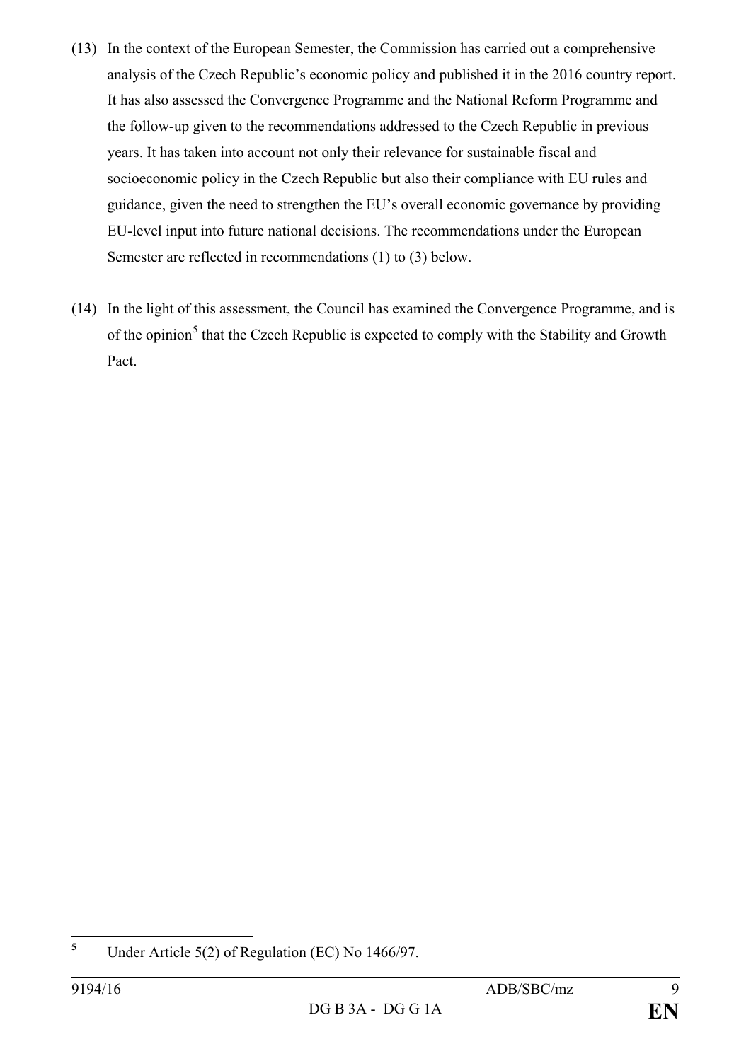(13) In the context of the European Semester, the Commission has carried out a comprehensive analysis of the Czech Republic's economic policy and published it in the 2016 country report. It has also assessed the Convergence Programme and the National Reform Programme and the follow-up given to the recommendations addressed to the Czech Republic in previous years. It has taken into account not only their relevance for sustainable fiscal and socioeconomic policy in the Czech Republic but also their compliance with EU rules and guidance, given the need to strengthen the EU's overall economic governance by providing EU-level input into future national decisions. The recommendations under the European Semester are reflected in recommendations (1) to (3) below.

(14) In the light of this assessment, the Council has examined the Convergence Programme, and is of the opinion[5] that the Czech Republic is expected to comply with the Stability and Growth Pact.

[5] Under Article 5(2) of Regulation (EC) No 1466/97.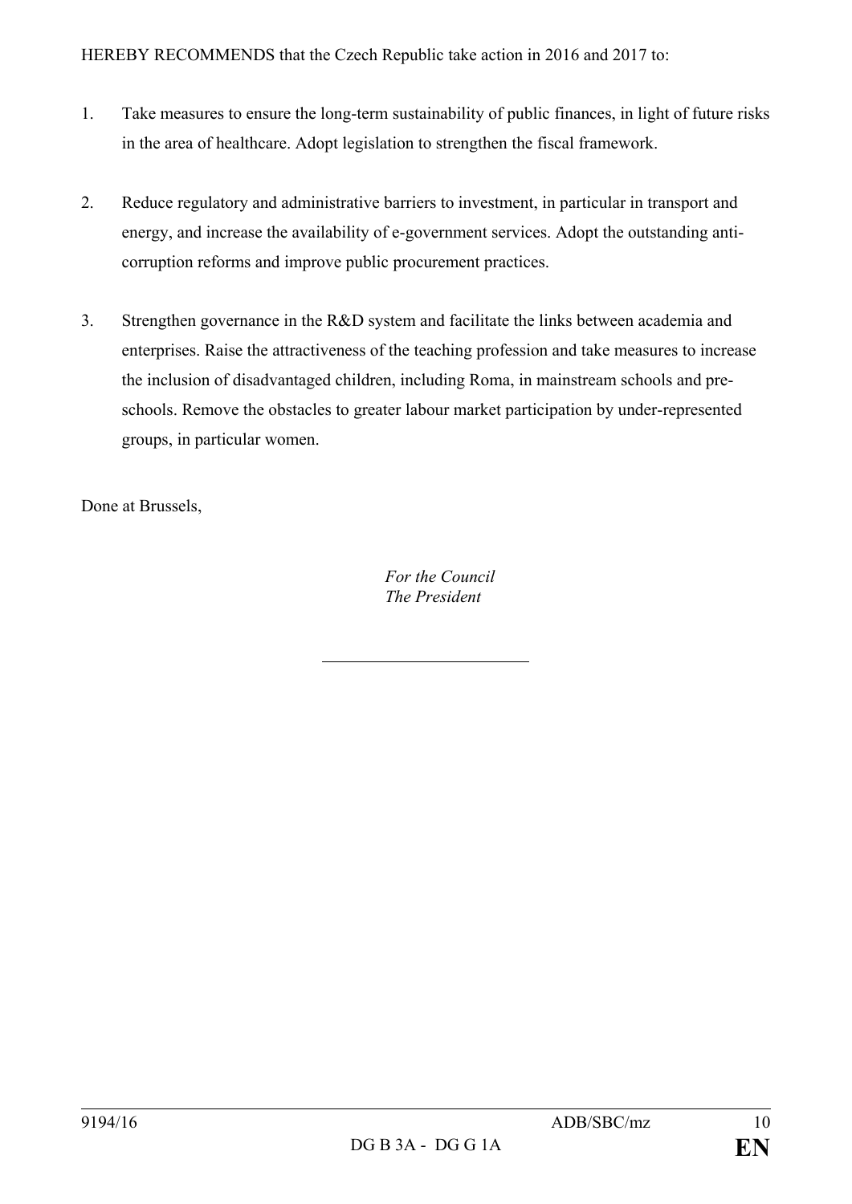HEREBY RECOMMENDS that the Czech Republic take action in 2016 and 2017 to:

1. Take measures to ensure the long-term sustainability of public finances, in light of future risks in the area of healthcare. Adopt legislation to strengthen the fiscal framework.

2. Reduce regulatory and administrative barriers to investment, in particular in transport and energy, and increase the availability of e-government services. Adopt the outstanding anti-corruption reforms and improve public procurement practices.

3. Strengthen governance in the R&D system and facilitate the links between academia and enterprises. Raise the attractiveness of the teaching profession and take measures to increase the inclusion of disadvantaged children, including Roma, in mainstream schools and pre-schools. Remove the obstacles to greater labour market participation by under-represented groups, in particular women.

Done at Brussels,

*For the Council*
*The President*